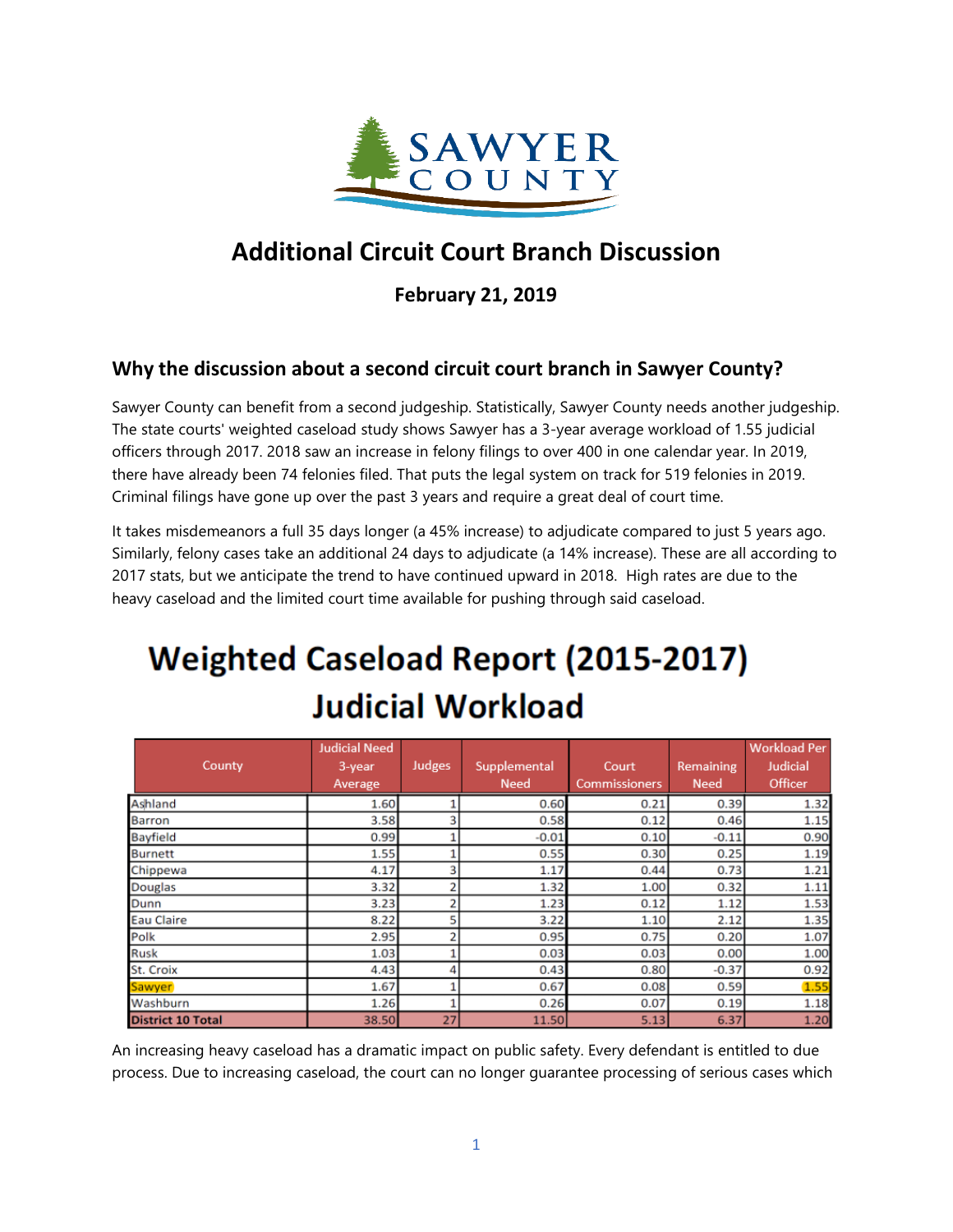# Additional Circuit Court Branch Discussion

**February 21, 2019**

## Why the discussion about a second circuit court branch in Sawyer County?

Sawyer County can benefit from a second judgeship. Statistically, Sawyer County needs another judgeship. The state courts' weighted caseload study shows Sawyer has a 3-year average workload of 1.55 judicial officers through 2017. 2018 saw an increase in felony filings to over 400 in one calendar year. In 2019, there have already been 74 felonies filed. That puts the legal system on track for 519 felonies in 2019. Criminal filings have gone up over the past 3 years and require a great deal of court time.

It takes misdemeanors a full 35 days longer (a 45% increase) to adjudicate compared to just 5 years ago. Similarly, felony cases take an additional 24 days to adjudicate (a 14% increase). These are all according to 2017 stats, but we anticipate the trend to have continued upward in 2018. High rates are due to the heavy caseload and the limited court time available for pushing through said caseload.

## Weighted Caseload Report (2015-2017) Judicial Workload

| County | Judicial Need 3-year Average | Judges | Supplemental Need | Court Commissioners | Remaining Need | Workload Per Judicial Officer |
|---|---|---|---|---|---|---|
| Ashland | 1.60 | 1 | 0.60 | 0.21 | 0.39 | 1.32 |
| Barron | 3.58 | 3 | 0.58 | 0.12 | 0.46 | 1.15 |
| Bayfield | 0.99 | 1 | -0.01 | 0.10 | -0.11 | 0.90 |
| Burnett | 1.55 | 1 | 0.55 | 0.30 | 0.25 | 1.19 |
| Chippewa | 4.17 | 3 | 1.17 | 0.44 | 0.73 | 1.21 |
| Douglas | 3.32 | 2 | 1.32 | 1.00 | 0.32 | 1.11 |
| Dunn | 3.23 | 2 | 1.23 | 0.12 | 1.12 | 1.53 |
| Eau Claire | 8.22 | 5 | 3.22 | 1.10 | 2.12 | 1.35 |
| Polk | 2.95 | 2 | 0.95 | 0.75 | 0.20 | 1.07 |
| Rusk | 1.03 | 1 | 0.03 | 0.03 | 0.00 | 1.00 |
| St. Croix | 4.43 | 4 | 0.43 | 0.80 | -0.37 | 0.92 |
| Sawyer | 1.67 | 1 | 0.67 | 0.08 | 0.59 | 1.55 |
| Washburn | 1.26 | 1 | 0.26 | 0.07 | 0.19 | 1.18 |
| **District 10 Total** | 38.50 | 27 | 11.50 | 5.13 | 6.37 | 1.20 |

An increasing heavy caseload has a dramatic impact on public safety. Every defendant is entitled to due process. Due to increasing caseload, the court can no longer guarantee processing of serious cases which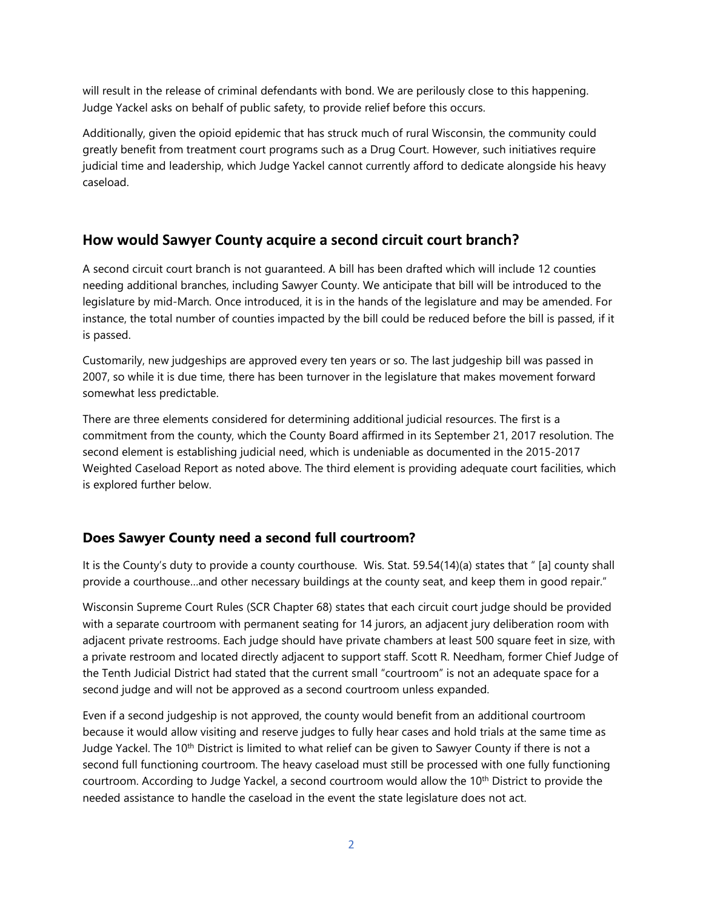will result in the release of criminal defendants with bond. We are perilously close to this happening. Judge Yackel asks on behalf of public safety, to provide relief before this occurs.

Additionally, given the opioid epidemic that has struck much of rural Wisconsin, the community could greatly benefit from treatment court programs such as a Drug Court. However, such initiatives require judicial time and leadership, which Judge Yackel cannot currently afford to dedicate alongside his heavy caseload.

## How would Sawyer County acquire a second circuit court branch?

A second circuit court branch is not guaranteed. A bill has been drafted which will include 12 counties needing additional branches, including Sawyer County. We anticipate that bill will be introduced to the legislature by mid-March. Once introduced, it is in the hands of the legislature and may be amended. For instance, the total number of counties impacted by the bill could be reduced before the bill is passed, if it is passed.

Customarily, new judgeships are approved every ten years or so. The last judgeship bill was passed in 2007, so while it is due time, there has been turnover in the legislature that makes movement forward somewhat less predictable.

There are three elements considered for determining additional judicial resources. The first is a commitment from the county, which the County Board affirmed in its September 21, 2017 resolution. The second element is establishing judicial need, which is undeniable as documented in the 2015-2017 Weighted Caseload Report as noted above. The third element is providing adequate court facilities, which is explored further below.

## Does Sawyer County need a second full courtroom?

It is the County's duty to provide a county courthouse. Wis. Stat. 59.54(14)(a) states that " [a] county shall provide a courthouse…and other necessary buildings at the county seat, and keep them in good repair."

Wisconsin Supreme Court Rules (SCR Chapter 68) states that each circuit court judge should be provided with a separate courtroom with permanent seating for 14 jurors, an adjacent jury deliberation room with adjacent private restrooms. Each judge should have private chambers at least 500 square feet in size, with a private restroom and located directly adjacent to support staff. Scott R. Needham, former Chief Judge of the Tenth Judicial District had stated that the current small "courtroom" is not an adequate space for a second judge and will not be approved as a second courtroom unless expanded.

Even if a second judgeship is not approved, the county would benefit from an additional courtroom because it would allow visiting and reserve judges to fully hear cases and hold trials at the same time as Judge Yackel. The 10th District is limited to what relief can be given to Sawyer County if there is not a second full functioning courtroom. The heavy caseload must still be processed with one fully functioning courtroom. According to Judge Yackel, a second courtroom would allow the 10th District to provide the needed assistance to handle the caseload in the event the state legislature does not act.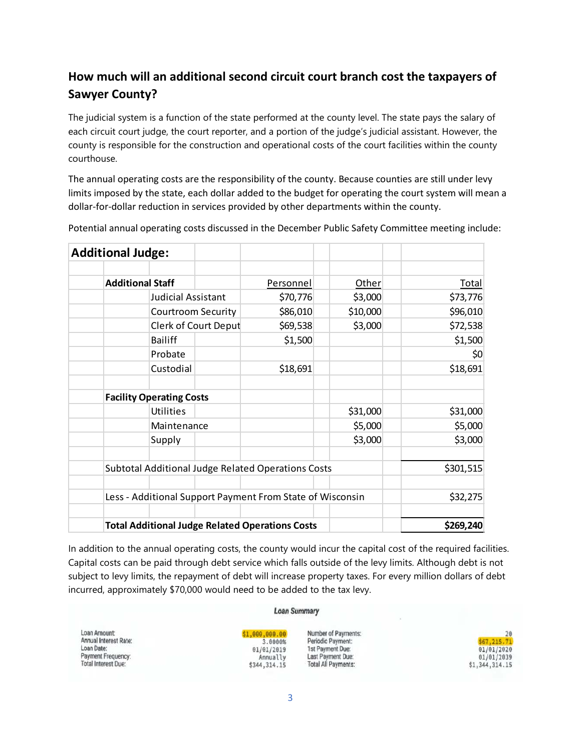## How much will an additional second circuit court branch cost the taxpayers of Sawyer County?

The judicial system is a function of the state performed at the county level. The state pays the salary of each circuit court judge, the court reporter, and a portion of the judge's judicial assistant. However, the county is responsible for the construction and operational costs of the court facilities within the county courthouse.

The annual operating costs are the responsibility of the county. Because counties are still under levy limits imposed by the state, each dollar added to the budget for operating the court system will mean a dollar-for-dollar reduction in services provided by other departments within the county.

Potential annual operating costs discussed in the December Public Safety Committee meeting include:

| **Additional Judge:** | | | | |
|---|---|---|---|---|
| | | | | |
| **Additional Staff** | | Personnel | Other | Total |
| | Judicial Assistant | $70,776 | $3,000 | $73,776 |
| | Courtroom Security | $86,010 | $10,000 | $96,010 |
| | Clerk of Court Deput | $69,538 | $3,000 | $72,538 |
| | Bailiff | $1,500 | | $1,500 |
| | Probate | | | $0 |
| | Custodial | $18,691 | | $18,691 |
| | | | | |
| **Facility Operating Costs** | | | | |
| | Utilities | | $31,000 | $31,000 |
| | Maintenance | | $5,000 | $5,000 |
| | Supply | | $3,000 | $3,000 |
| | | | | |
| Subtotal Additional Judge Related Operations Costs | | | | $301,515 |
| | | | | |
| Less - Additional Support Payment From State of Wisconsin | | | | $32,275 |
| | | | | |
| **Total Additional Judge Related Operations Costs** | | | | **$269,240** |

In addition to the annual operating costs, the county would incur the capital cost of the required facilities. Capital costs can be paid through debt service which falls outside of the levy limits. Although debt is not subject to levy limits, the repayment of debt will increase property taxes. For every million dollars of debt incurred, approximately $70,000 would need to be added to the tax levy.

**Loan Summary**

| | | | |
|---|---|---|---|
| Loan Amount: | $1,000,000.00 | Number of Payments: | 20 |
| Annual Interest Rate: | 3.0000% | Periodic Payment: | $67,215.71 |
| Loan Date: | 01/01/2019 | 1st Payment Due: | 01/01/2020 |
| Payment Frequency: | Annually | Last Payment Due: | 01/01/2039 |
| Total Interest Due: | $344,314.15 | Total All Payments: | $1,344,314.15 |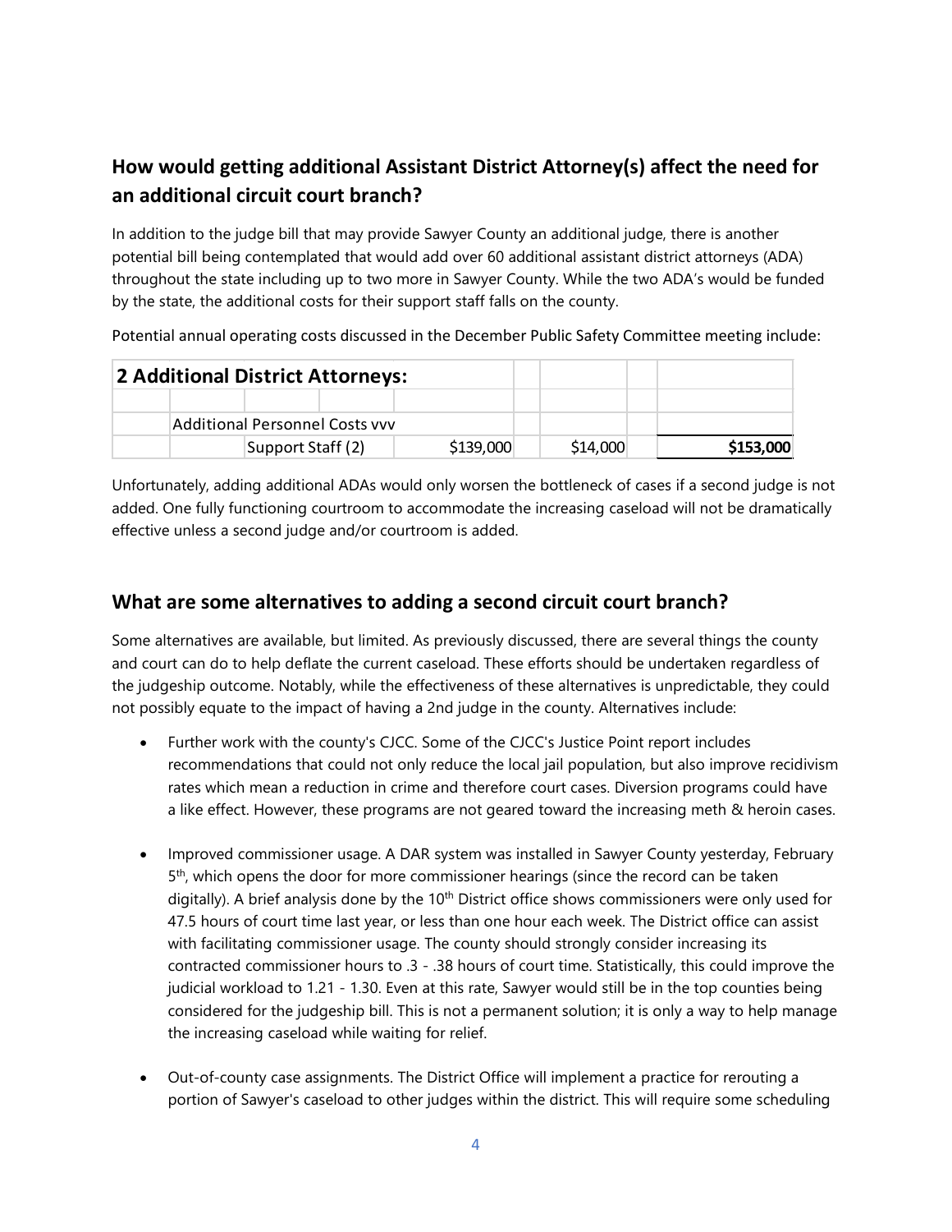## How would getting additional Assistant District Attorney(s) affect the need for an additional circuit court branch?

In addition to the judge bill that may provide Sawyer County an additional judge, there is another potential bill being contemplated that would add over 60 additional assistant district attorneys (ADA) throughout the state including up to two more in Sawyer County. While the two ADA's would be funded by the state, the additional costs for their support staff falls on the county.

Potential annual operating costs discussed in the December Public Safety Committee meeting include:

| 2 Additional District Attorneys: | | | | |
|---|---|---|---|---|
| | | | | |
| Additional Personnel Costs vvv | | | | |
| | Support Staff (2) | $139,000 | $14,000 | **$153,000** |

Unfortunately, adding additional ADAs would only worsen the bottleneck of cases if a second judge is not added. One fully functioning courtroom to accommodate the increasing caseload will not be dramatically effective unless a second judge and/or courtroom is added.

## What are some alternatives to adding a second circuit court branch?

Some alternatives are available, but limited. As previously discussed, there are several things the county and court can do to help deflate the current caseload. These efforts should be undertaken regardless of the judgeship outcome. Notably, while the effectiveness of these alternatives is unpredictable, they could not possibly equate to the impact of having a 2nd judge in the county. Alternatives include:

- Further work with the county's CJCC. Some of the CJCC's Justice Point report includes recommendations that could not only reduce the local jail population, but also improve recidivism rates which mean a reduction in crime and therefore court cases. Diversion programs could have a like effect. However, these programs are not geared toward the increasing meth & heroin cases.

- Improved commissioner usage. A DAR system was installed in Sawyer County yesterday, February 5th, which opens the door for more commissioner hearings (since the record can be taken digitally). A brief analysis done by the 10th District office shows commissioners were only used for 47.5 hours of court time last year, or less than one hour each week. The District office can assist with facilitating commissioner usage. The county should strongly consider increasing its contracted commissioner hours to .3 - .38 hours of court time. Statistically, this could improve the judicial workload to 1.21 - 1.30. Even at this rate, Sawyer would still be in the top counties being considered for the judgeship bill. This is not a permanent solution; it is only a way to help manage the increasing caseload while waiting for relief.

- Out-of-county case assignments. The District Office will implement a practice for rerouting a portion of Sawyer's caseload to other judges within the district. This will require some scheduling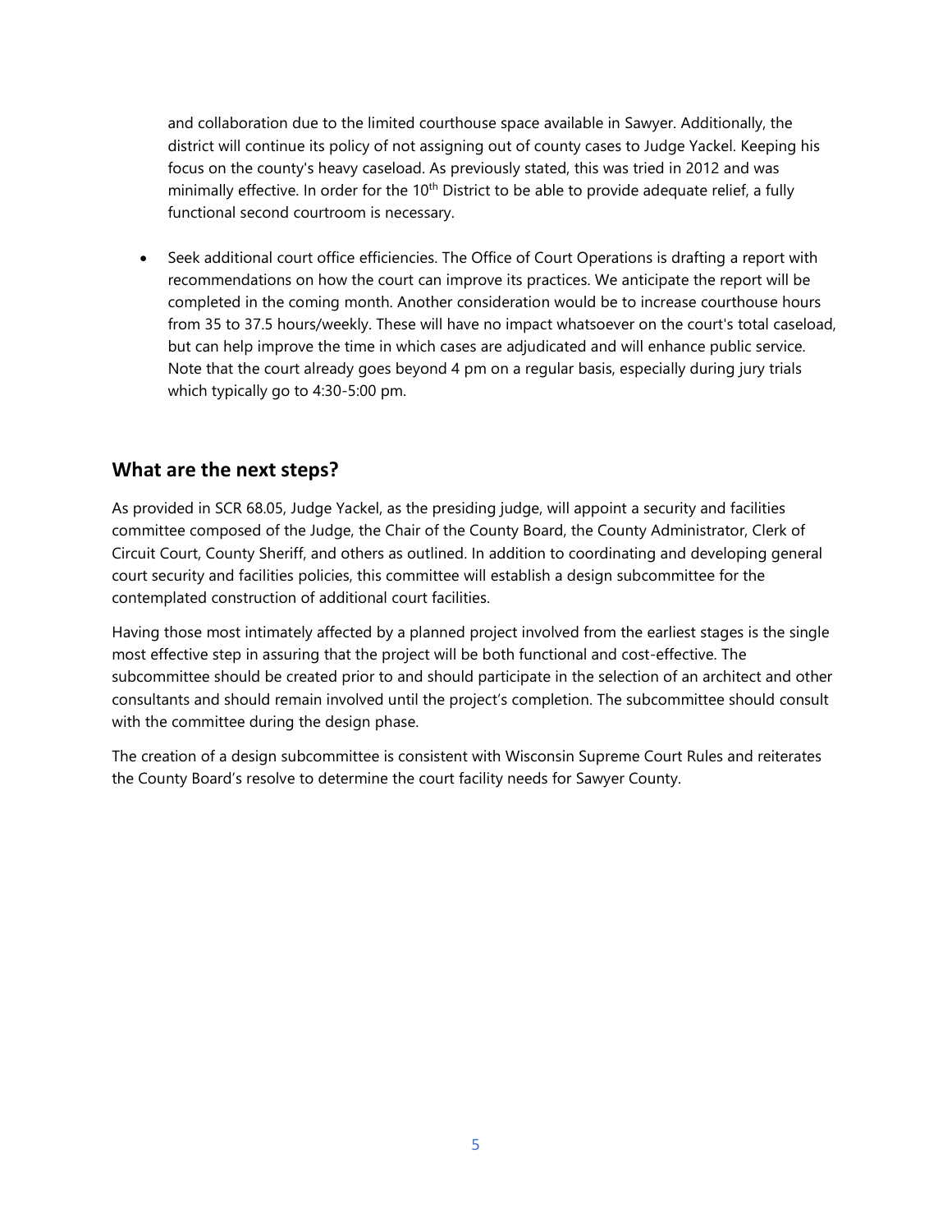and collaboration due to the limited courthouse space available in Sawyer. Additionally, the district will continue its policy of not assigning out of county cases to Judge Yackel. Keeping his focus on the county's heavy caseload. As previously stated, this was tried in 2012 and was minimally effective. In order for the 10th District to be able to provide adequate relief, a fully functional second courtroom is necessary.

- Seek additional court office efficiencies. The Office of Court Operations is drafting a report with recommendations on how the court can improve its practices. We anticipate the report will be completed in the coming month. Another consideration would be to increase courthouse hours from 35 to 37.5 hours/weekly. These will have no impact whatsoever on the court's total caseload, but can help improve the time in which cases are adjudicated and will enhance public service. Note that the court already goes beyond 4 pm on a regular basis, especially during jury trials which typically go to 4:30-5:00 pm.

## What are the next steps?

As provided in SCR 68.05, Judge Yackel, as the presiding judge, will appoint a security and facilities committee composed of the Judge, the Chair of the County Board, the County Administrator, Clerk of Circuit Court, County Sheriff, and others as outlined. In addition to coordinating and developing general court security and facilities policies, this committee will establish a design subcommittee for the contemplated construction of additional court facilities.

Having those most intimately affected by a planned project involved from the earliest stages is the single most effective step in assuring that the project will be both functional and cost-effective. The subcommittee should be created prior to and should participate in the selection of an architect and other consultants and should remain involved until the project's completion. The subcommittee should consult with the committee during the design phase.

The creation of a design subcommittee is consistent with Wisconsin Supreme Court Rules and reiterates the County Board's resolve to determine the court facility needs for Sawyer County.